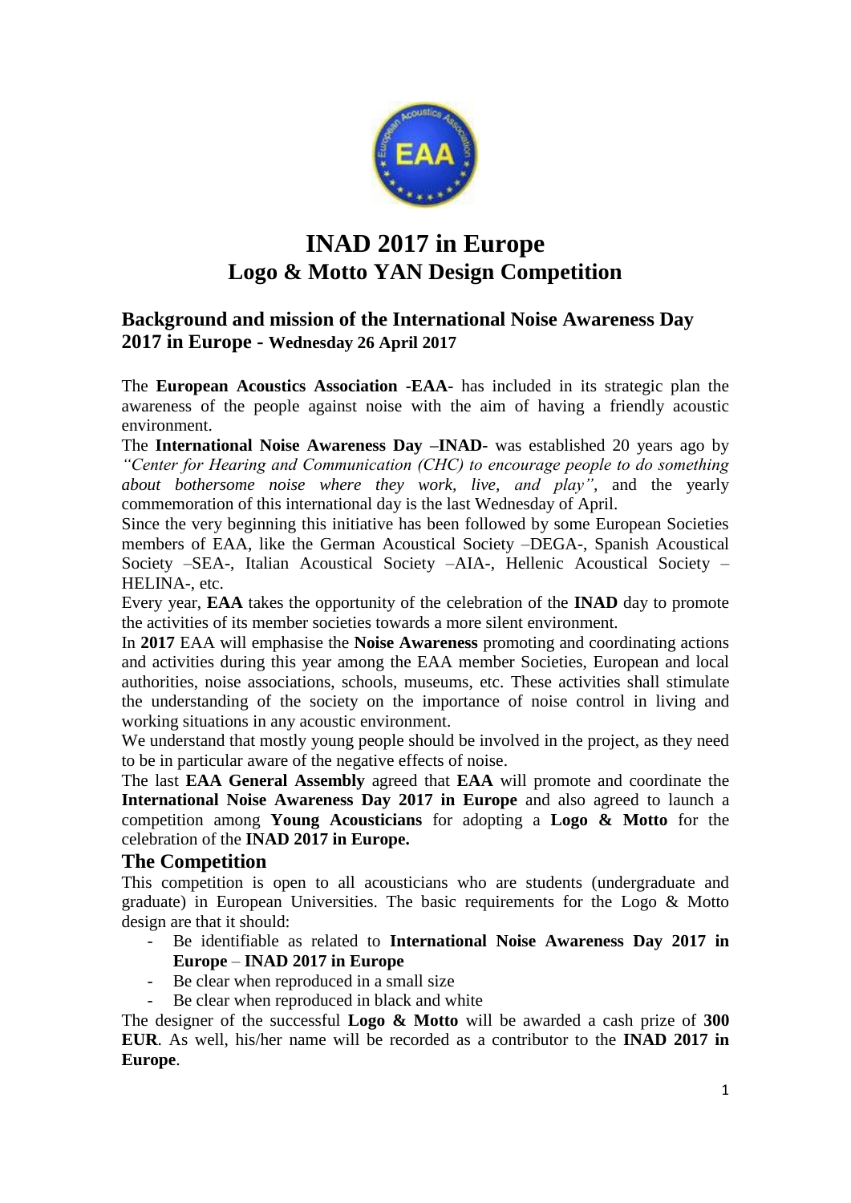# INAD 2017 in Europe
# Logo & Motto YAN Design Competition

## Background and mission of the International Noise Awareness Day 2017 in Europe - Wednesday 26 April 2017

The **European Acoustics Association -EAA-** has included in its strategic plan the awareness of the people against noise with the aim of having a friendly acoustic environment.

The **International Noise Awareness Day –INAD-** was established 20 years ago by *"Center for Hearing and Communication (CHC) to encourage people to do something about bothersome noise where they work, live, and play"*, and the yearly commemoration of this international day is the last Wednesday of April.

Since the very beginning this initiative has been followed by some European Societies members of EAA, like the German Acoustical Society –DEGA-, Spanish Acoustical Society –SEA-, Italian Acoustical Society –AIA-, Hellenic Acoustical Society –HELINA-, etc.

Every year, **EAA** takes the opportunity of the celebration of the **INAD** day to promote the activities of its member societies towards a more silent environment.

In **2017** EAA will emphasise the **Noise Awareness** promoting and coordinating actions and activities during this year among the EAA member Societies, European and local authorities, noise associations, schools, museums, etc. These activities shall stimulate the understanding of the society on the importance of noise control in living and working situations in any acoustic environment.

We understand that mostly young people should be involved in the project, as they need to be in particular aware of the negative effects of noise.

The last **EAA General Assembly** agreed that **EAA** will promote and coordinate the **International Noise Awareness Day 2017 in Europe** and also agreed to launch a competition among **Young Acousticians** for adopting a **Logo & Motto** for the celebration of the **INAD 2017 in Europe.**

## The Competition

This competition is open to all acousticians who are students (undergraduate and graduate) in European Universities. The basic requirements for the Logo & Motto design are that it should:

- Be identifiable as related to **International Noise Awareness Day 2017 in Europe** – **INAD 2017 in Europe**
- Be clear when reproduced in a small size
- Be clear when reproduced in black and white

The designer of the successful **Logo & Motto** will be awarded a cash prize of **300 EUR**. As well, his/her name will be recorded as a contributor to the **INAD 2017 in Europe**.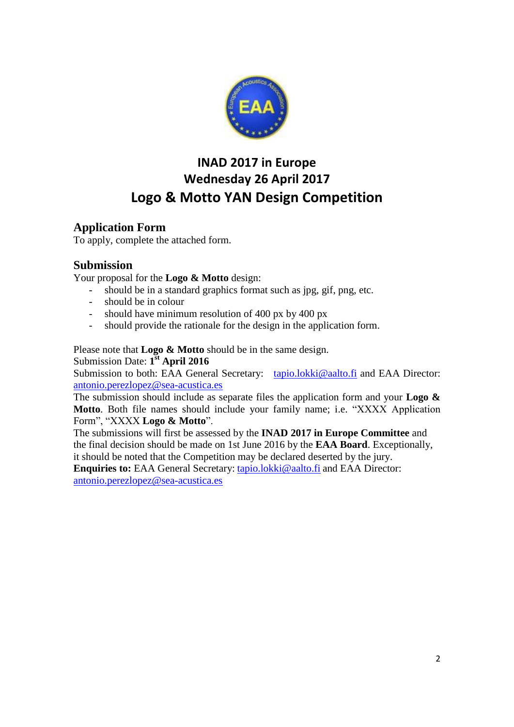# INAD 2017 in Europe
# Wednesday 26 April 2017
# Logo & Motto YAN Design Competition

## Application Form

To apply, complete the attached form.

## Submission

Your proposal for the **Logo & Motto** design:

- should be in a standard graphics format such as jpg, gif, png, etc.
- should be in colour
- should have minimum resolution of 400 px by 400 px
- should provide the rationale for the design in the application form.

Please note that **Logo & Motto** should be in the same design.
Submission Date: **1st April 2016**
Submission to both: EAA General Secretary: tapio.lokki@aalto.fi and EAA Director: antonio.perezlopez@sea-acustica.es
The submission should include as separate files the application form and your **Logo & Motto**. Both file names should include your family name; i.e. "XXXX Application Form", "XXXX **Logo & Motto**".
The submissions will first be assessed by the **INAD 2017 in Europe Committee** and the final decision should be made on 1st June 2016 by the **EAA Board**. Exceptionally, it should be noted that the Competition may be declared deserted by the jury.
**Enquiries to:** EAA General Secretary: tapio.lokki@aalto.fi and EAA Director: antonio.perezlopez@sea-acustica.es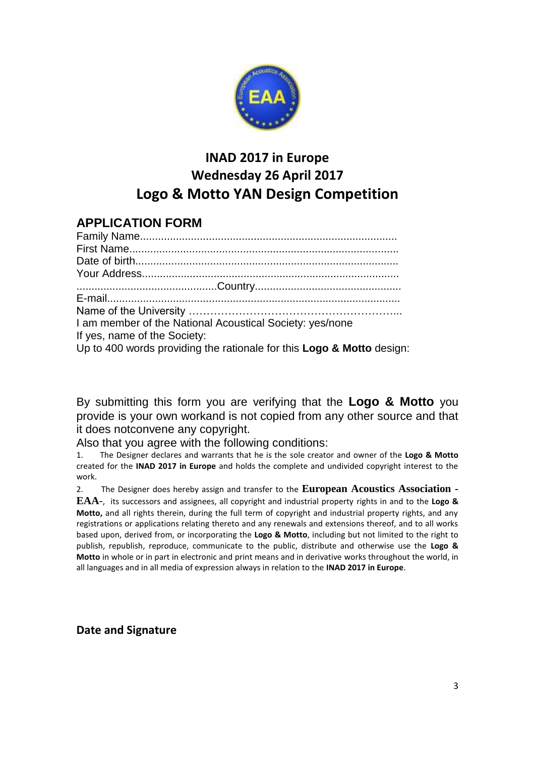# INAD 2017 in Europe
# Wednesday 26 April 2017
# Logo & Motto YAN Design Competition

## APPLICATION FORM

Family Name.....................................................................................
First Name.........................................................................................
Date of birth.......................................................................................
Your Address....................................................................................
..............................................Country.................................................
E-mail.................................................................................................
Name of the University ………………………………………………...
I am member of the National Acoustical Society: yes/none
If yes, name of the Society:
Up to 400 words providing the rationale for this **Logo & Motto** design:

By submitting this form you are verifying that the **Logo & Motto** you provide is your own workand is not copied from any other source and that it does notconvene any copyright.

Also that you agree with the following conditions:

1. The Designer declares and warrants that he is the sole creator and owner of the **Logo & Motto** created for the **INAD 2017 in Europe** and holds the complete and undivided copyright interest to the work.
2. The Designer does hereby assign and transfer to the **European Acoustics Association -EAA-**, its successors and assignees, all copyright and industrial property rights in and to the **Logo & Motto,** and all rights therein, during the full term of copyright and industrial property rights, and any registrations or applications relating thereto and any renewals and extensions thereof, and to all works based upon, derived from, or incorporating the **Logo & Motto**, including but not limited to the right to publish, republish, reproduce, communicate to the public, distribute and otherwise use the **Logo & Motto** in whole or in part in electronic and print means and in derivative works throughout the world, in all languages and in all media of expression always in relation to the **INAD 2017 in Europe**.

**Date and Signature**